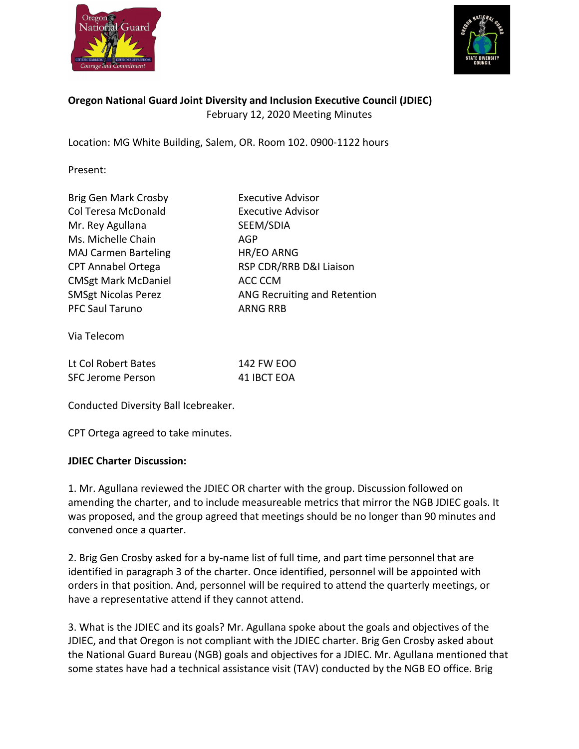**Oregon National Guard Joint Diversity and Inclusion Executive Council (JDIEC)**
February 12, 2020 Meeting Minutes

Location: MG White Building, Salem, OR. Room 102. 0900-1122 hours

Present:

| | |
|---|---|
| Brig Gen Mark Crosby | Executive Advisor |
| Col Teresa McDonald | Executive Advisor |
| Mr. Rey Agullana | SEEM/SDIA |
| Ms. Michelle Chain | AGP |
| MAJ Carmen Barteling | HR/EO ARNG |
| CPT Annabel Ortega | RSP CDR/RRB D&I Liaison |
| CMSgt Mark McDaniel | ACC CCM |
| SMSgt Nicolas Perez | ANG Recruiting and Retention |
| PFC Saul Taruno | ARNG RRB |

Via Telecom

| | |
|---|---|
| Lt Col Robert Bates | 142 FW EOO |
| SFC Jerome Person | 41 IBCT EOA |

Conducted Diversity Ball Icebreaker.

CPT Ortega agreed to take minutes.

**JDIEC Charter Discussion:**

1. Mr. Agullana reviewed the JDIEC OR charter with the group. Discussion followed on amending the charter, and to include measureable metrics that mirror the NGB JDIEC goals. It was proposed, and the group agreed that meetings should be no longer than 90 minutes and convened once a quarter.

2. Brig Gen Crosby asked for a by-name list of full time, and part time personnel that are identified in paragraph 3 of the charter. Once identified, personnel will be appointed with orders in that position. And, personnel will be required to attend the quarterly meetings, or have a representative attend if they cannot attend.

3. What is the JDIEC and its goals? Mr. Agullana spoke about the goals and objectives of the JDIEC, and that Oregon is not compliant with the JDIEC charter. Brig Gen Crosby asked about the National Guard Bureau (NGB) goals and objectives for a JDIEC. Mr. Agullana mentioned that some states have had a technical assistance visit (TAV) conducted by the NGB EO office. Brig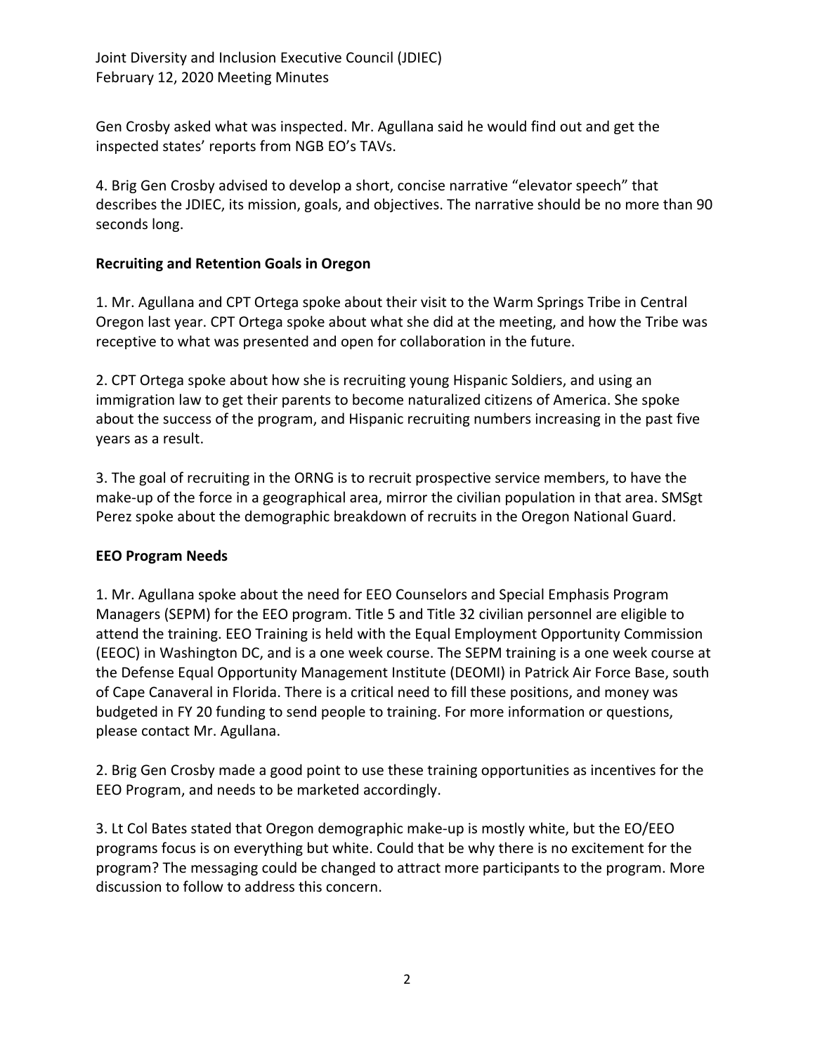Gen Crosby asked what was inspected. Mr. Agullana said he would find out and get the inspected states' reports from NGB EO's TAVs.

4. Brig Gen Crosby advised to develop a short, concise narrative "elevator speech" that describes the JDIEC, its mission, goals, and objectives. The narrative should be no more than 90 seconds long.

**Recruiting and Retention Goals in Oregon**

1. Mr. Agullana and CPT Ortega spoke about their visit to the Warm Springs Tribe in Central Oregon last year. CPT Ortega spoke about what she did at the meeting, and how the Tribe was receptive to what was presented and open for collaboration in the future.

2. CPT Ortega spoke about how she is recruiting young Hispanic Soldiers, and using an immigration law to get their parents to become naturalized citizens of America. She spoke about the success of the program, and Hispanic recruiting numbers increasing in the past five years as a result.

3. The goal of recruiting in the ORNG is to recruit prospective service members, to have the make-up of the force in a geographical area, mirror the civilian population in that area. SMSgt Perez spoke about the demographic breakdown of recruits in the Oregon National Guard.

**EEO Program Needs**

1. Mr. Agullana spoke about the need for EEO Counselors and Special Emphasis Program Managers (SEPM) for the EEO program. Title 5 and Title 32 civilian personnel are eligible to attend the training. EEO Training is held with the Equal Employment Opportunity Commission (EEOC) in Washington DC, and is a one week course. The SEPM training is a one week course at the Defense Equal Opportunity Management Institute (DEOMI) in Patrick Air Force Base, south of Cape Canaveral in Florida. There is a critical need to fill these positions, and money was budgeted in FY 20 funding to send people to training. For more information or questions, please contact Mr. Agullana.

2. Brig Gen Crosby made a good point to use these training opportunities as incentives for the EEO Program, and needs to be marketed accordingly.

3. Lt Col Bates stated that Oregon demographic make-up is mostly white, but the EO/EEO programs focus is on everything but white. Could that be why there is no excitement for the program? The messaging could be changed to attract more participants to the program. More discussion to follow to address this concern.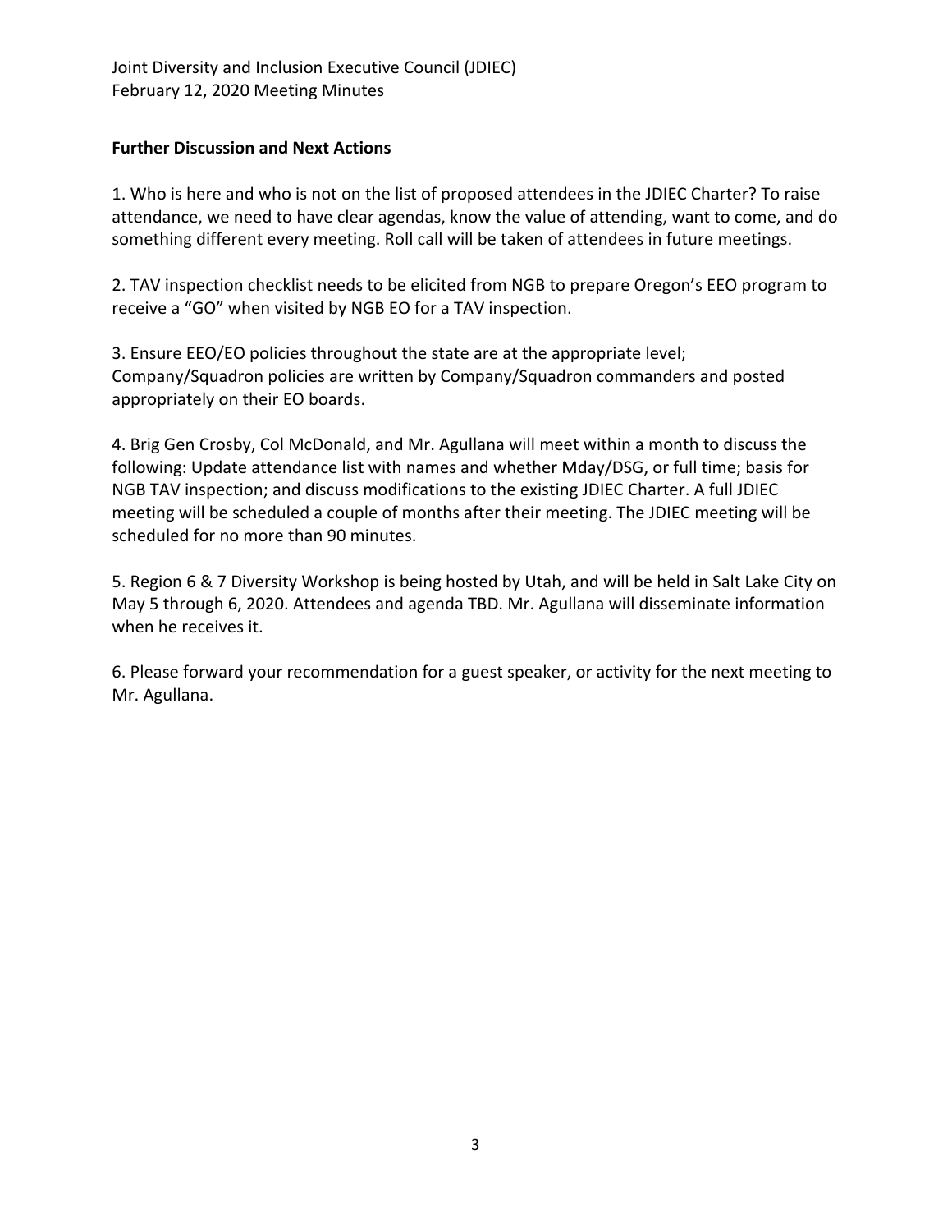## Further Discussion and Next Actions

1. Who is here and who is not on the list of proposed attendees in the JDIEC Charter? To raise attendance, we need to have clear agendas, know the value of attending, want to come, and do something different every meeting. Roll call will be taken of attendees in future meetings.

2. TAV inspection checklist needs to be elicited from NGB to prepare Oregon's EEO program to receive a "GO" when visited by NGB EO for a TAV inspection.

3. Ensure EEO/EO policies throughout the state are at the appropriate level; Company/Squadron policies are written by Company/Squadron commanders and posted appropriately on their EO boards.

4. Brig Gen Crosby, Col McDonald, and Mr. Agullana will meet within a month to discuss the following: Update attendance list with names and whether Mday/DSG, or full time; basis for NGB TAV inspection; and discuss modifications to the existing JDIEC Charter. A full JDIEC meeting will be scheduled a couple of months after their meeting. The JDIEC meeting will be scheduled for no more than 90 minutes.

5. Region 6 & 7 Diversity Workshop is being hosted by Utah, and will be held in Salt Lake City on May 5 through 6, 2020. Attendees and agenda TBD. Mr. Agullana will disseminate information when he receives it.

6. Please forward your recommendation for a guest speaker, or activity for the next meeting to Mr. Agullana.